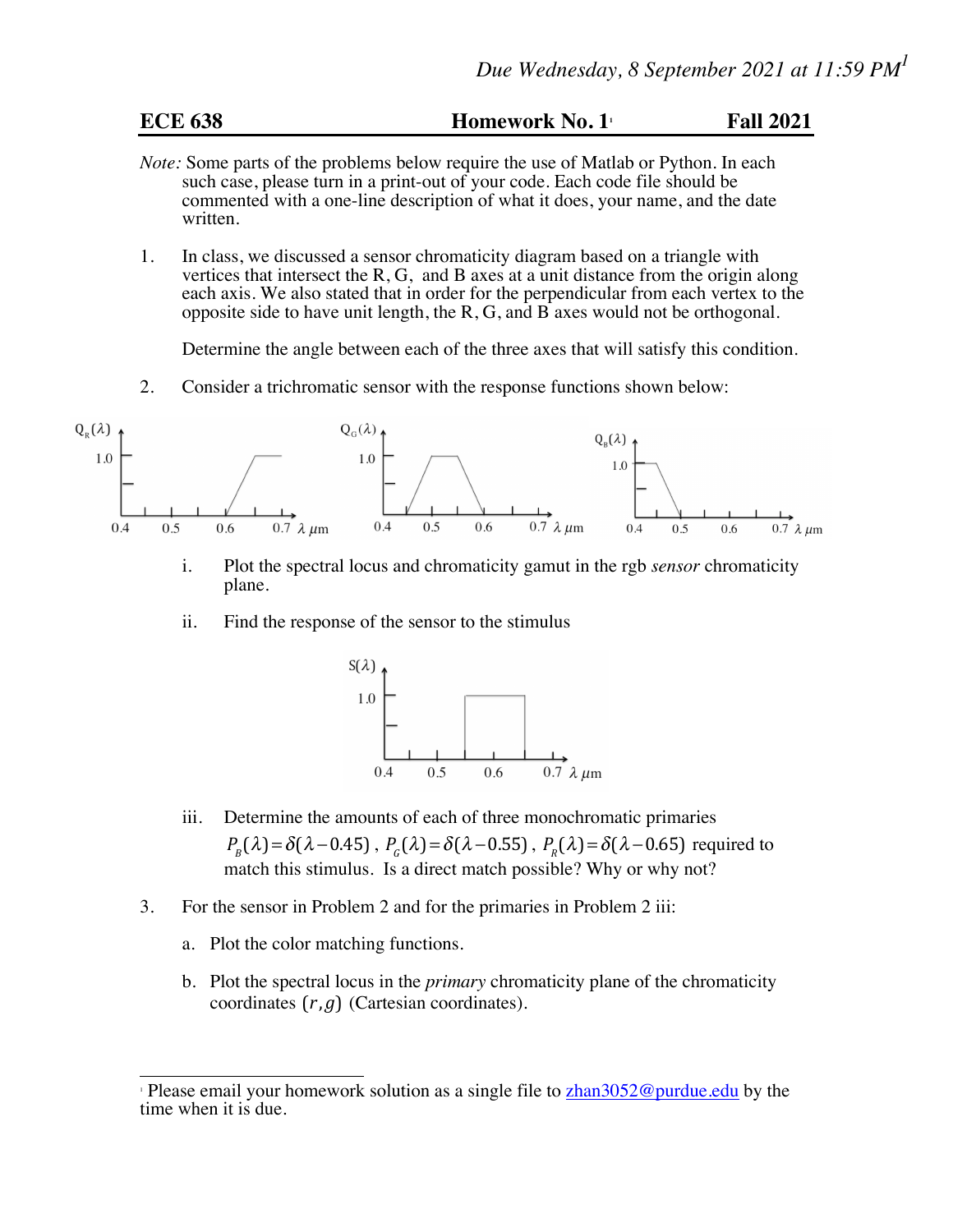*Due Wednesday, 8 September 2021 at 11:59 PM*[1]

**ECE 638** **Homework No. 1**[1] **Fall 2021**

*Note:* Some parts of the problems below require the use of Matlab or Python. In each such case, please turn in a print-out of your code. Each code file should be commented with a one-line description of what it does, your name, and the date written.

1. In class, we discussed a sensor chromaticity diagram based on a triangle with vertices that intersect the R, G, and B axes at a unit distance from the origin along each axis. We also stated that in order for the perpendicular from each vertex to the opposite side to have unit length, the R, G, and B axes would not be orthogonal.

   Determine the angle between each of the three axes that will satisfy this condition.

2. Consider a trichromatic sensor with the response functions shown below:

   [Figure: plots of $Q_R(\lambda)$, $Q_G(\lambda)$, $Q_B(\lambda)$ versus $\lambda$ μm, axes 0.4–0.7, peak 1.0]

   i. Plot the spectral locus and chromaticity gamut in the rgb *sensor* chromaticity plane.

   ii. Find the response of the sensor to the stimulus

   [Figure: plot of $S(\lambda)$ versus $\lambda$ μm, axes 0.4–0.7, peak 1.0]

   iii. Determine the amounts of each of three monochromatic primaries $P_B(\lambda) = \delta(\lambda - 0.45)$, $P_G(\lambda) = \delta(\lambda - 0.55)$, $P_R(\lambda) = \delta(\lambda - 0.65)$ required to match this stimulus. Is a direct match possible? Why or why not?

3. For the sensor in Problem 2 and for the primaries in Problem 2 iii:

   a. Plot the color matching functions.

   b. Plot the spectral locus in the *primary* chromaticity plane of the chromaticity coordinates $(r, g)$ (Cartesian coordinates).

---

[1] Please email your homework solution as a single file to zhan3052@purdue.edu by the time when it is due.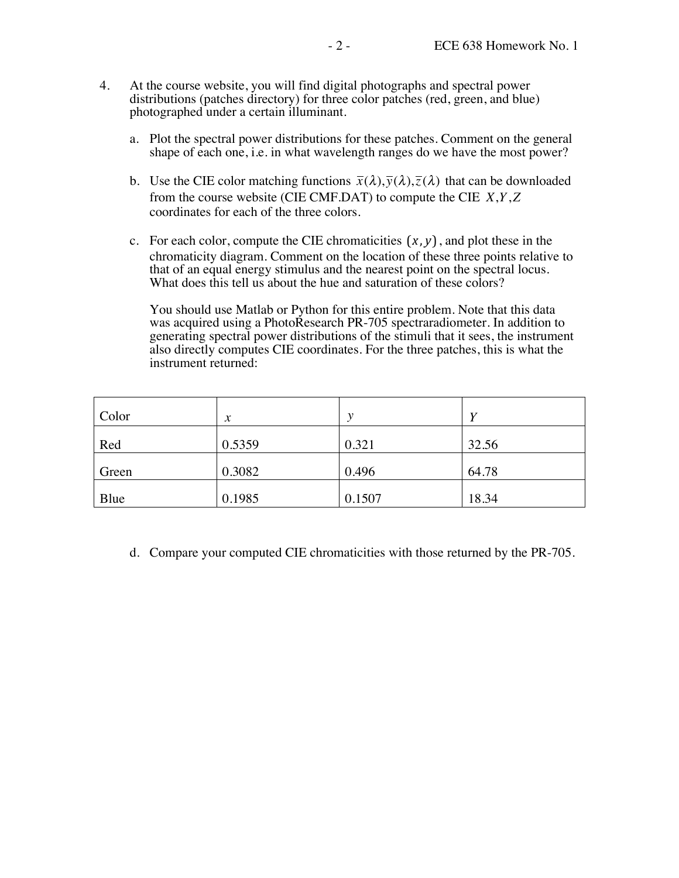4. At the course website, you will find digital photographs and spectral power distributions (patches directory) for three color patches (red, green, and blue) photographed under a certain illuminant.

   a. Plot the spectral power distributions for these patches. Comment on the general shape of each one, i.e. in what wavelength ranges do we have the most power?

   b. Use the CIE color matching functions $\bar{x}(\lambda), \bar{y}(\lambda), \bar{z}(\lambda)$ that can be downloaded from the course website (CIE CMF.DAT) to compute the CIE $X, Y, Z$ coordinates for each of the three colors.

   c. For each color, compute the CIE chromaticities $(x, y)$, and plot these in the chromaticity diagram. Comment on the location of these three points relative to that of an equal energy stimulus and the nearest point on the spectral locus. What does this tell us about the hue and saturation of these colors?

   You should use Matlab or Python for this entire problem. Note that this data was acquired using a PhotoResearch PR-705 spectraradiometer. In addition to generating spectral power distributions of the stimuli that it sees, the instrument also directly computes CIE coordinates. For the three patches, this is what the instrument returned:

| Color | $x$ | $y$ | $Y$ |
|---|---|---|---|
| Red | 0.5359 | 0.321 | 32.56 |
| Green | 0.3082 | 0.496 | 64.78 |
| Blue | 0.1985 | 0.1507 | 18.34 |

   d. Compare your computed CIE chromaticities with those returned by the PR-705.